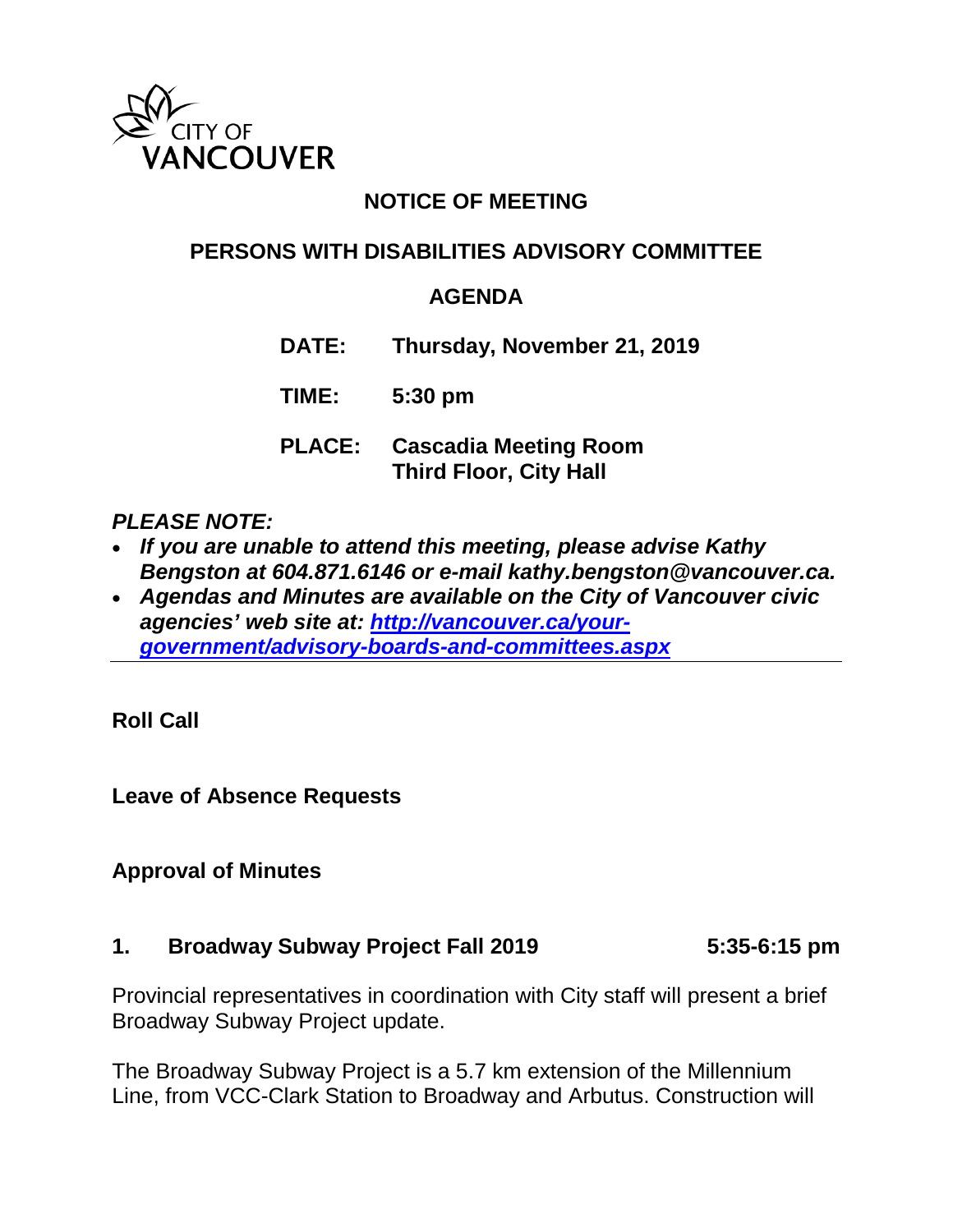CITY OF VANCOUVER

# NOTICE OF MEETING

## PERSONS WITH DISABILITIES ADVISORY COMMITTEE

## AGENDA

**DATE:** Thursday, November 21, 2019

**TIME:** 5:30 pm

**PLACE:** Cascadia Meeting Room
Third Floor, City Hall

***PLEASE NOTE:***

- ***If you are unable to attend this meeting, please advise Kathy Bengston at 604.871.6146 or e-mail kathy.bengston@vancouver.ca.***
- ***Agendas and Minutes are available on the City of Vancouver civic agencies' web site at: [http://vancouver.ca/your-government/advisory-boards-and-committees.aspx](http://vancouver.ca/your-government/advisory-boards-and-committees.aspx)***

---

**Roll Call**

**Leave of Absence Requests**

**Approval of Minutes**

**1. Broadway Subway Project Fall 2019 — 5:35-6:15 pm**

Provincial representatives in coordination with City staff will present a brief Broadway Subway Project update.

The Broadway Subway Project is a 5.7 km extension of the Millennium Line, from VCC-Clark Station to Broadway and Arbutus. Construction will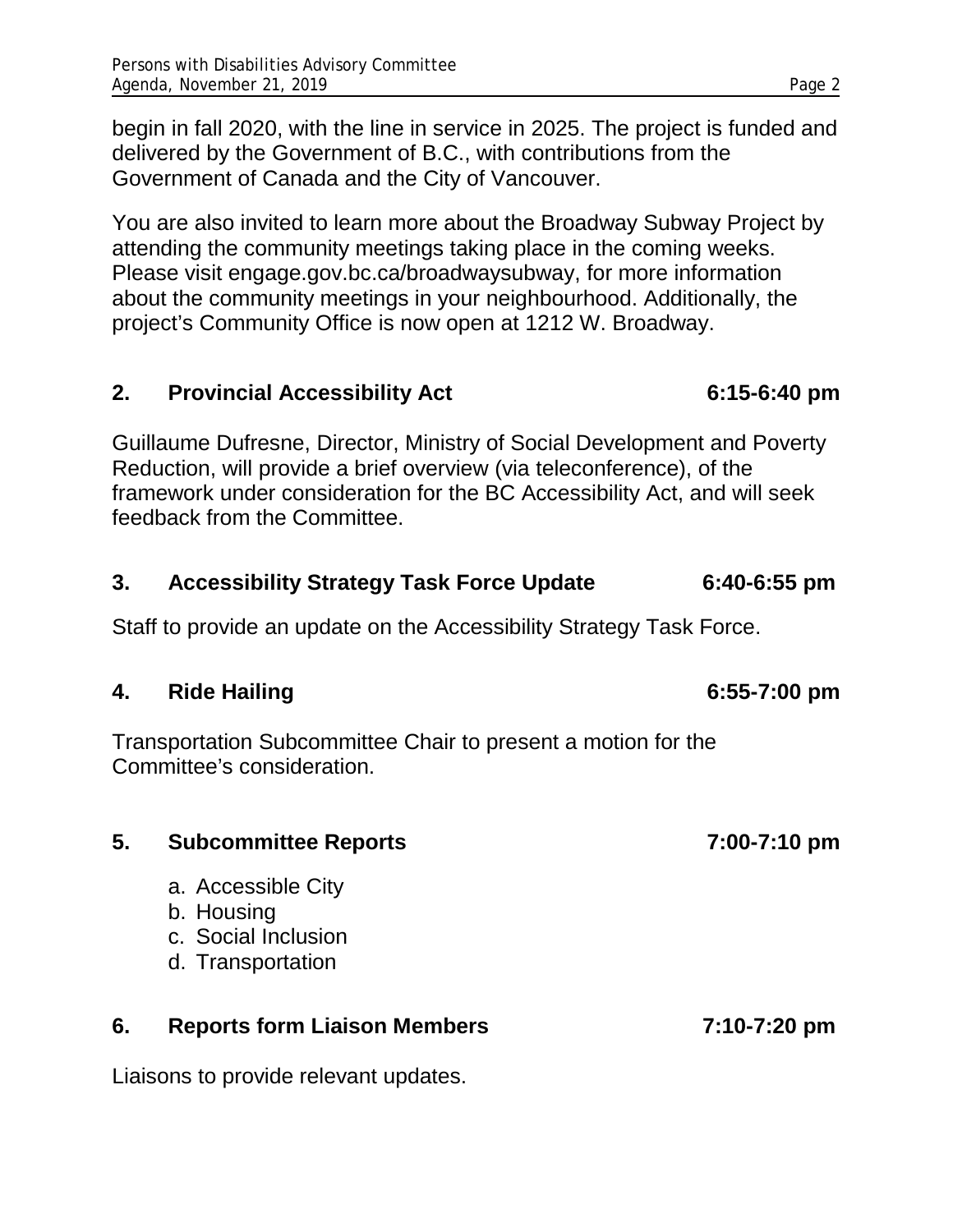begin in fall 2020, with the line in service in 2025. The project is funded and delivered by the Government of B.C., with contributions from the Government of Canada and the City of Vancouver.

You are also invited to learn more about the Broadway Subway Project by attending the community meetings taking place in the coming weeks. Please visit engage.gov.bc.ca/broadwaysubway, for more information about the community meetings in your neighbourhood. Additionally, the project's Community Office is now open at 1212 W. Broadway.

## 2. Provincial Accessibility Act — 6:15-6:40 pm

Guillaume Dufresne, Director, Ministry of Social Development and Poverty Reduction, will provide a brief overview (via teleconference), of the framework under consideration for the BC Accessibility Act, and will seek feedback from the Committee.

## 3. Accessibility Strategy Task Force Update — 6:40-6:55 pm

Staff to provide an update on the Accessibility Strategy Task Force.

## 4. Ride Hailing — 6:55-7:00 pm

Transportation Subcommittee Chair to present a motion for the Committee's consideration.

## 5. Subcommittee Reports — 7:00-7:10 pm

a. Accessible City
b. Housing
c. Social Inclusion
d. Transportation

## 6. Reports form Liaison Members — 7:10-7:20 pm

Liaisons to provide relevant updates.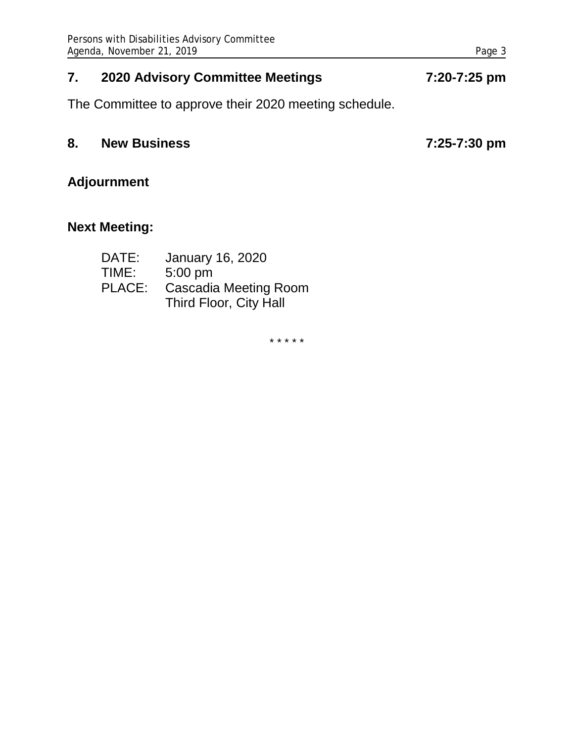## 7. 2020 Advisory Committee Meetings 7:20-7:25 pm

The Committee to approve their 2020 meeting schedule.

## 8. New Business 7:25-7:30 pm

## Adjournment

## Next Meeting:

DATE: January 16, 2020
TIME: 5:00 pm
PLACE: Cascadia Meeting Room
Third Floor, City Hall

\* \* \* \* \*